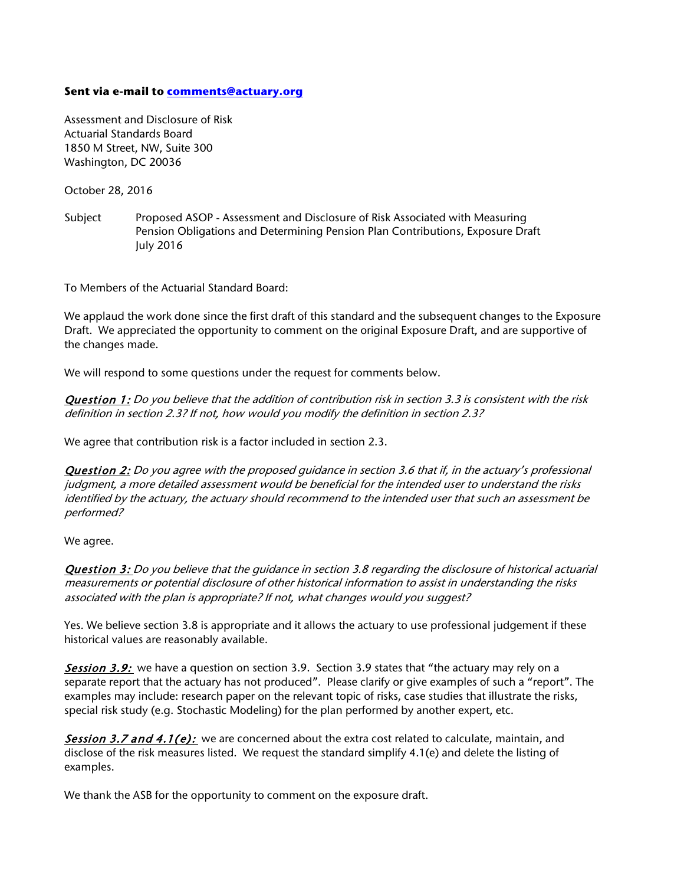**Sent via e-mail to [comments@actuary.org](mailto:comments@actuary.org)**

Assessment and Disclosure of Risk
Actuarial Standards Board
1850 M Street, NW, Suite 300
Washington, DC 20036

October 28, 2016

Subject Proposed ASOP - Assessment and Disclosure of Risk Associated with Measuring Pension Obligations and Determining Pension Plan Contributions, Exposure Draft July 2016

To Members of the Actuarial Standard Board:

We applaud the work done since the first draft of this standard and the subsequent changes to the Exposure Draft. We appreciated the opportunity to comment on the original Exposure Draft, and are supportive of the changes made.

We will respond to some questions under the request for comments below.

***Question 1:*** *Do you believe that the addition of contribution risk in section 3.3 is consistent with the risk definition in section 2.3? If not, how would you modify the definition in section 2.3?*

We agree that contribution risk is a factor included in section 2.3.

***Question 2:*** *Do you agree with the proposed guidance in section 3.6 that if, in the actuary's professional judgment, a more detailed assessment would be beneficial for the intended user to understand the risks identified by the actuary, the actuary should recommend to the intended user that such an assessment be performed?*

We agree.

***Question 3:*** *Do you believe that the guidance in section 3.8 regarding the disclosure of historical actuarial measurements or potential disclosure of other historical information to assist in understanding the risks associated with the plan is appropriate? If not, what changes would you suggest?*

Yes. We believe section 3.8 is appropriate and it allows the actuary to use professional judgement if these historical values are reasonably available.

***Session 3.9:*** we have a question on section 3.9. Section 3.9 states that "the actuary may rely on a separate report that the actuary has not produced". Please clarify or give examples of such a "report". The examples may include: research paper on the relevant topic of risks, case studies that illustrate the risks, special risk study (e.g. Stochastic Modeling) for the plan performed by another expert, etc.

***Session 3.7 and 4.1(e):*** we are concerned about the extra cost related to calculate, maintain, and disclose of the risk measures listed. We request the standard simplify 4.1(e) and delete the listing of examples.

We thank the ASB for the opportunity to comment on the exposure draft.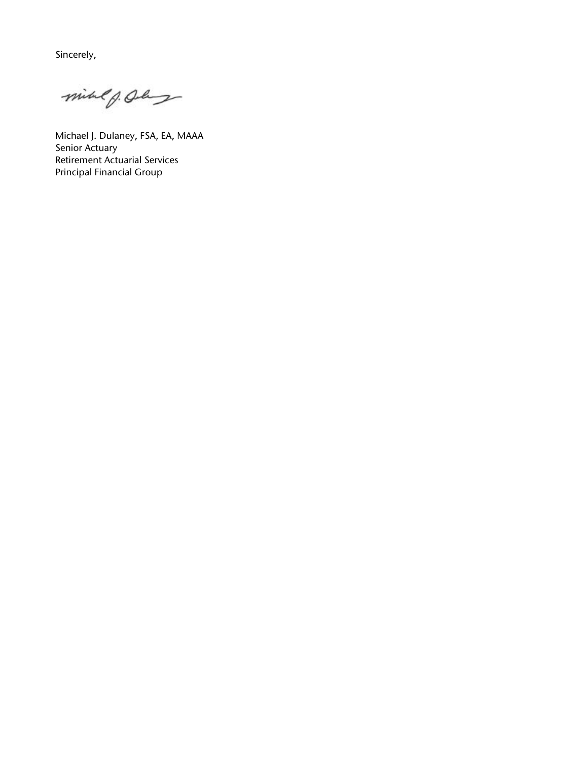Sincerely,

Michael J. Dulaney, FSA, EA, MAAA
Senior Actuary
Retirement Actuarial Services
Principal Financial Group